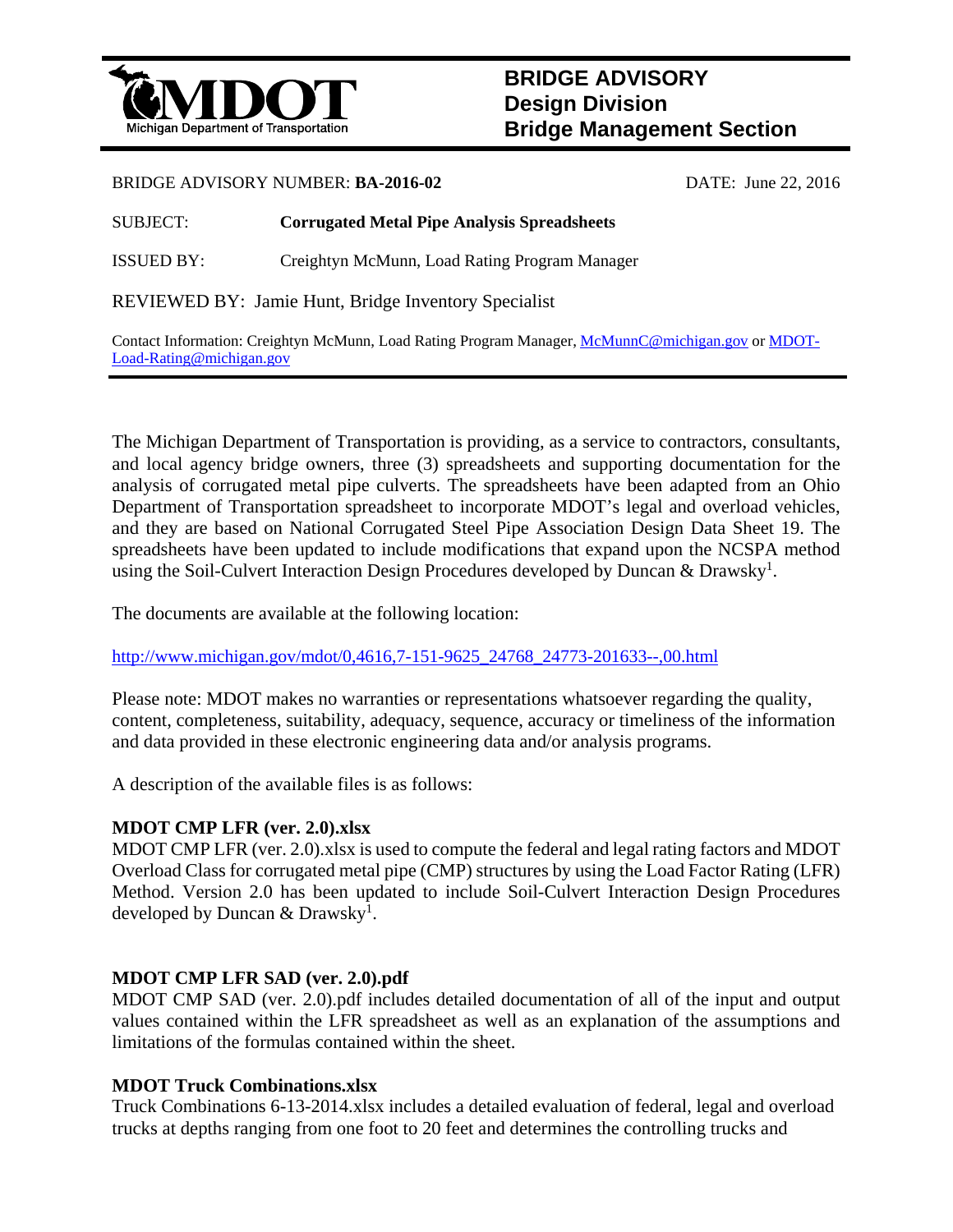# BRIDGE ADVISORY
## Design Division
## Bridge Management Section

BRIDGE ADVISORY NUMBER: **BA-2016-02** DATE: June 22, 2016

SUBJECT: **Corrugated Metal Pipe Analysis Spreadsheets**

ISSUED BY: Creightyn McMunn, Load Rating Program Manager

REVIEWED BY: Jamie Hunt, Bridge Inventory Specialist

Contact Information: Creightyn McMunn, Load Rating Program Manager, McMunnC@michigan.gov or MDOT-Load-Rating@michigan.gov

---

The Michigan Department of Transportation is providing, as a service to contractors, consultants, and local agency bridge owners, three (3) spreadsheets and supporting documentation for the analysis of corrugated metal pipe culverts. The spreadsheets have been adapted from an Ohio Department of Transportation spreadsheet to incorporate MDOT's legal and overload vehicles, and they are based on National Corrugated Steel Pipe Association Design Data Sheet 19. The spreadsheets have been updated to include modifications that expand upon the NCSPA method using the Soil-Culvert Interaction Design Procedures developed by Duncan & Drawsky[1].

The documents are available at the following location:

http://www.michigan.gov/mdot/0,4616,7-151-9625_24768_24773-201633--,00.html

Please note: MDOT makes no warranties or representations whatsoever regarding the quality, content, completeness, suitability, adequacy, sequence, accuracy or timeliness of the information and data provided in these electronic engineering data and/or analysis programs.

A description of the available files is as follows:

**MDOT CMP LFR (ver. 2.0).xlsx**
MDOT CMP LFR (ver. 2.0).xlsx is used to compute the federal and legal rating factors and MDOT Overload Class for corrugated metal pipe (CMP) structures by using the Load Factor Rating (LFR) Method. Version 2.0 has been updated to include Soil-Culvert Interaction Design Procedures developed by Duncan & Drawsky[1].

**MDOT CMP LFR SAD (ver. 2.0).pdf**
MDOT CMP SAD (ver. 2.0).pdf includes detailed documentation of all of the input and output values contained within the LFR spreadsheet as well as an explanation of the assumptions and limitations of the formulas contained within the sheet.

**MDOT Truck Combinations.xlsx**
Truck Combinations 6-13-2014.xlsx includes a detailed evaluation of federal, legal and overload trucks at depths ranging from one foot to 20 feet and determines the controlling trucks and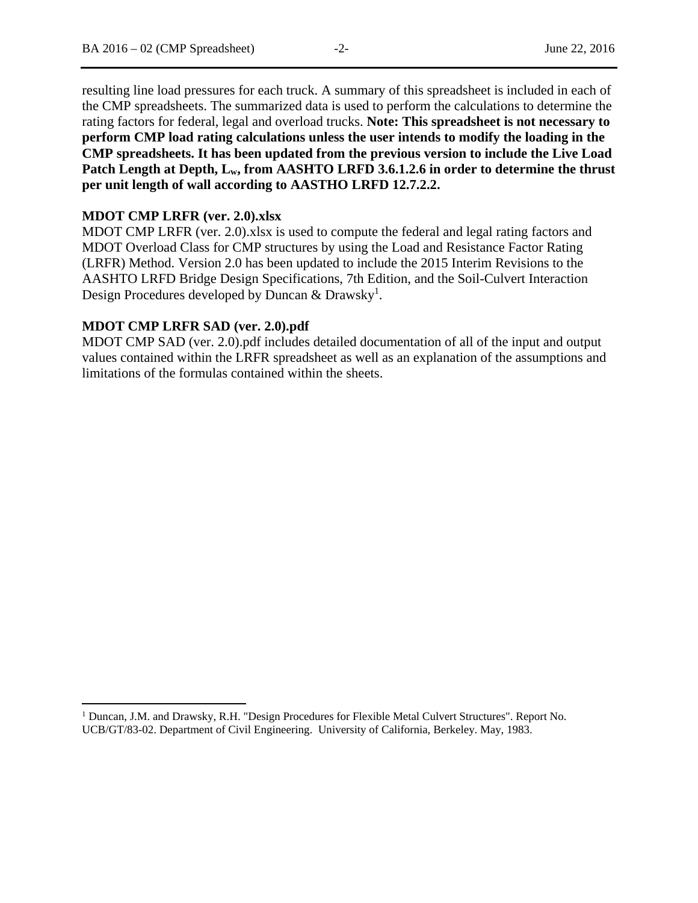resulting line load pressures for each truck. A summary of this spreadsheet is included in each of the CMP spreadsheets. The summarized data is used to perform the calculations to determine the rating factors for federal, legal and overload trucks. **Note: This spreadsheet is not necessary to perform CMP load rating calculations unless the user intends to modify the loading in the CMP spreadsheets. It has been updated from the previous version to include the Live Load Patch Length at Depth, $L_w$, from AASHTO LRFD 3.6.1.2.6 in order to determine the thrust per unit length of wall according to AASTHO LRFD 12.7.2.2.**

**MDOT CMP LRFR (ver. 2.0).xlsx**

MDOT CMP LRFR (ver. 2.0).xlsx is used to compute the federal and legal rating factors and MDOT Overload Class for CMP structures by using the Load and Resistance Factor Rating (LRFR) Method. Version 2.0 has been updated to include the 2015 Interim Revisions to the AASHTO LRFD Bridge Design Specifications, 7th Edition, and the Soil-Culvert Interaction Design Procedures developed by Duncan & Drawsky[1].

**MDOT CMP LRFR SAD (ver. 2.0).pdf**

MDOT CMP SAD (ver. 2.0).pdf includes detailed documentation of all of the input and output values contained within the LRFR spreadsheet as well as an explanation of the assumptions and limitations of the formulas contained within the sheets.

---

[1] Duncan, J.M. and Drawsky, R.H. "Design Procedures for Flexible Metal Culvert Structures". Report No. UCB/GT/83-02. Department of Civil Engineering. University of California, Berkeley. May, 1983.